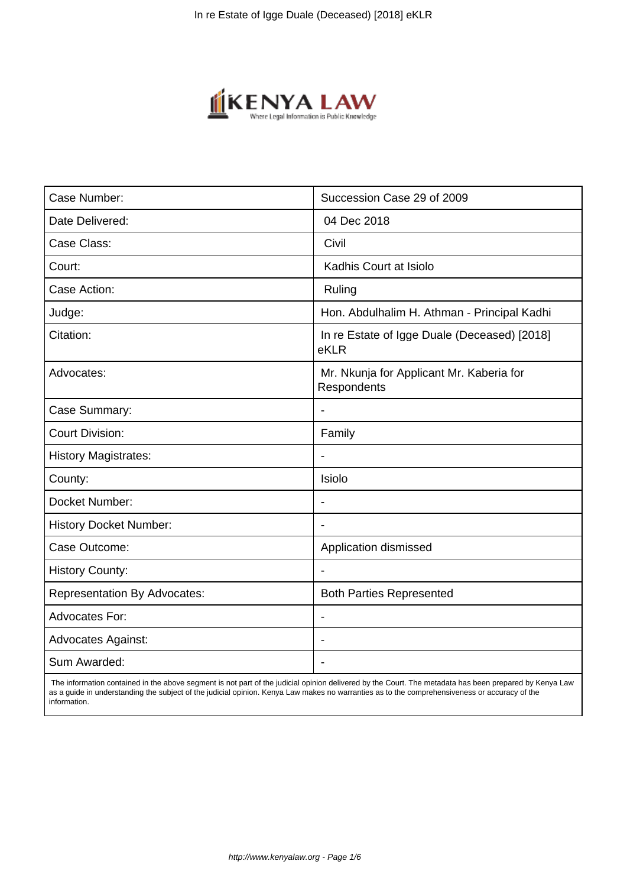| Case Number: | Succession Case 29 of 2009 |
|---|---|
| Date Delivered: | 04 Dec 2018 |
| Case Class: | Civil |
| Court: | Kadhis Court at Isiolo |
| Case Action: | Ruling |
| Judge: | Hon. Abdulhalim H. Athman - Principal Kadhi |
| Citation: | In re Estate of Igge Duale (Deceased) [2018] eKLR |
| Advocates: | Mr. Nkunja for Applicant Mr. Kaberia for Respondents |
| Case Summary: | - |
| Court Division: | Family |
| History Magistrates: | - |
| County: | Isiolo |
| Docket Number: | - |
| History Docket Number: | - |
| Case Outcome: | Application dismissed |
| History County: | - |
| Representation By Advocates: | Both Parties Represented |
| Advocates For: | - |
| Advocates Against: | - |
| Sum Awarded: | - |

The information contained in the above segment is not part of the judicial opinion delivered by the Court. The metadata has been prepared by Kenya Law as a guide in understanding the subject of the judicial opinion. Kenya Law makes no warranties as to the comprehensiveness or accuracy of the information.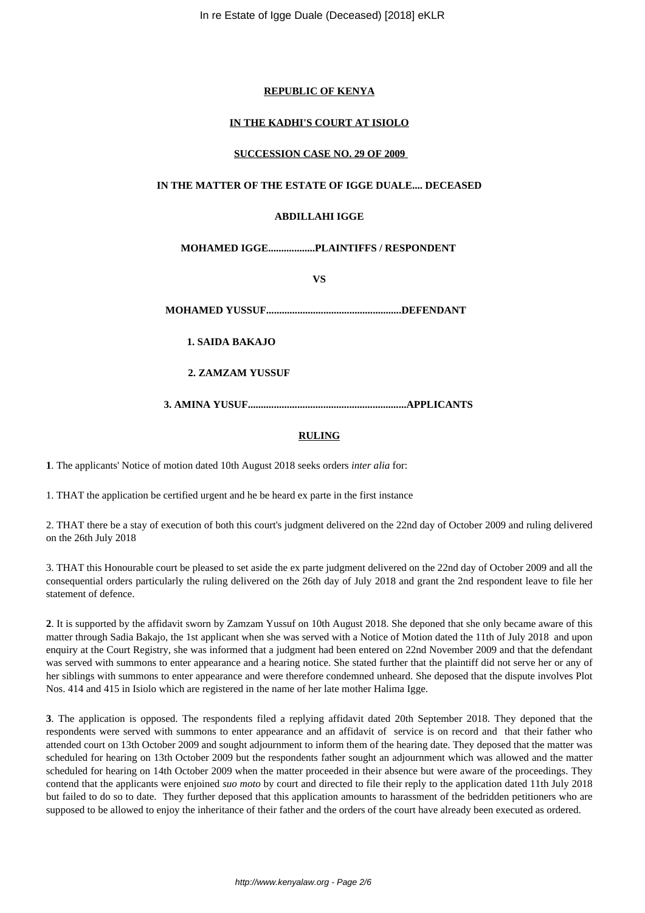**REPUBLIC OF KENYA**

**IN THE KADHI'S COURT AT ISIOLO**

**SUCCESSION CASE NO. 29 OF 2009**

**IN THE MATTER OF THE ESTATE OF IGGE DUALE.... DECEASED**

**ABDILLAHI IGGE**

**MOHAMED IGGE..................PLAINTIFFS / RESPONDENT**

**VS**

**MOHAMED YUSSUF...................................................DEFENDANT**

**1. SAIDA BAKAJO**

**2. ZAMZAM YUSSUF**

**3. AMINA YUSUF............................................................APPLICANTS**

**RULING**

**1**. The applicants' Notice of motion dated 10th August 2018 seeks orders *inter alia* for:

1. THAT the application be certified urgent and he be heard ex parte in the first instance

2. THAT there be a stay of execution of both this court's judgment delivered on the 22nd day of October 2009 and ruling delivered on the 26th July 2018

3. THAT this Honourable court be pleased to set aside the ex parte judgment delivered on the 22nd day of October 2009 and all the consequential orders particularly the ruling delivered on the 26th day of July 2018 and grant the 2nd respondent leave to file her statement of defence.

**2**. It is supported by the affidavit sworn by Zamzam Yussuf on 10th August 2018. She deponed that she only became aware of this matter through Sadia Bakajo, the 1st applicant when she was served with a Notice of Motion dated the 11th of July 2018 and upon enquiry at the Court Registry, she was informed that a judgment had been entered on 22nd November 2009 and that the defendant was served with summons to enter appearance and a hearing notice. She stated further that the plaintiff did not serve her or any of her siblings with summons to enter appearance and were therefore condemned unheard. She deposed that the dispute involves Plot Nos. 414 and 415 in Isiolo which are registered in the name of her late mother Halima Igge.

**3**. The application is opposed. The respondents filed a replying affidavit dated 20th September 2018. They deponed that the respondents were served with summons to enter appearance and an affidavit of service is on record and that their father who attended court on 13th October 2009 and sought adjournment to inform them of the hearing date. They deposed that the matter was scheduled for hearing on 13th October 2009 but the respondents father sought an adjournment which was allowed and the matter scheduled for hearing on 14th October 2009 when the matter proceeded in their absence but were aware of the proceedings. They contend that the applicants were enjoined *suo moto* by court and directed to file their reply to the application dated 11th July 2018 but failed to do so to date. They further deposed that this application amounts to harassment of the bedridden petitioners who are supposed to be allowed to enjoy the inheritance of their father and the orders of the court have already been executed as ordered.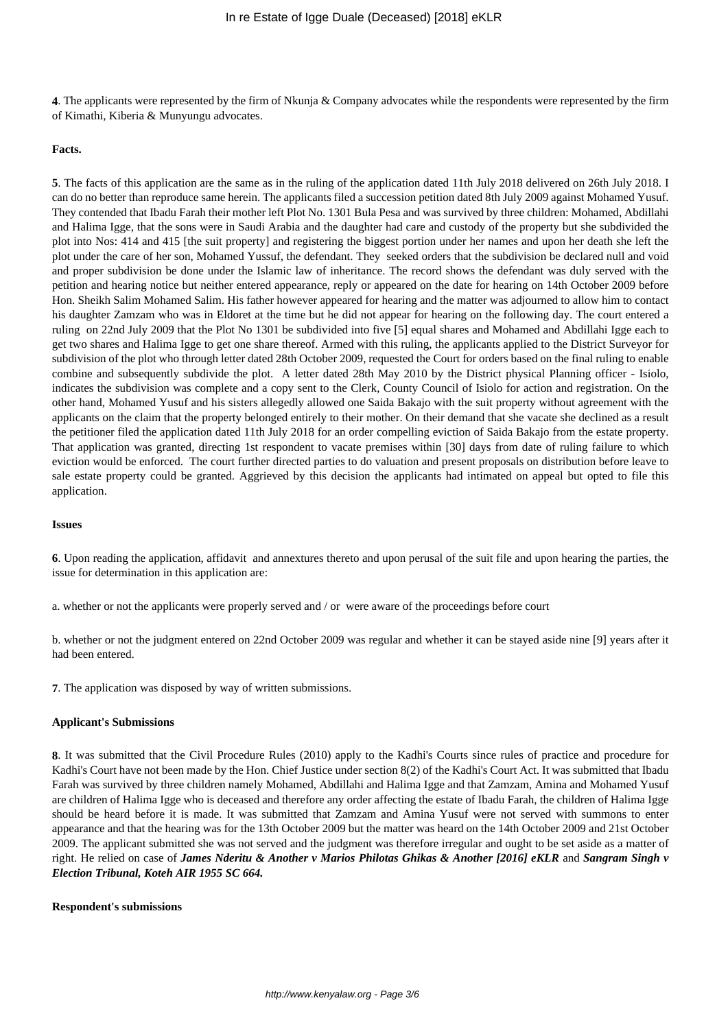**4**. The applicants were represented by the firm of Nkunja & Company advocates while the respondents were represented by the firm of Kimathi, Kiberia & Munyungu advocates.

**Facts.**

**5**. The facts of this application are the same as in the ruling of the application dated 11th July 2018 delivered on 26th July 2018. I can do no better than reproduce same herein. The applicants filed a succession petition dated 8th July 2009 against Mohamed Yusuf. They contended that Ibadu Farah their mother left Plot No. 1301 Bula Pesa and was survived by three children: Mohamed, Abdillahi and Halima Igge, that the sons were in Saudi Arabia and the daughter had care and custody of the property but she subdivided the plot into Nos: 414 and 415 [the suit property] and registering the biggest portion under her names and upon her death she left the plot under the care of her son, Mohamed Yussuf, the defendant. They seeked orders that the subdivision be declared null and void and proper subdivision be done under the Islamic law of inheritance. The record shows the defendant was duly served with the petition and hearing notice but neither entered appearance, reply or appeared on the date for hearing on 14th October 2009 before Hon. Sheikh Salim Mohamed Salim. His father however appeared for hearing and the matter was adjourned to allow him to contact his daughter Zamzam who was in Eldoret at the time but he did not appear for hearing on the following day. The court entered a ruling on 22nd July 2009 that the Plot No 1301 be subdivided into five [5] equal shares and Mohamed and Abdillahi Igge each to get two shares and Halima Igge to get one share thereof. Armed with this ruling, the applicants applied to the District Surveyor for subdivision of the plot who through letter dated 28th October 2009, requested the Court for orders based on the final ruling to enable combine and subsequently subdivide the plot. A letter dated 28th May 2010 by the District physical Planning officer - Isiolo, indicates the subdivision was complete and a copy sent to the Clerk, County Council of Isiolo for action and registration. On the other hand, Mohamed Yusuf and his sisters allegedly allowed one Saida Bakajo with the suit property without agreement with the applicants on the claim that the property belonged entirely to their mother. On their demand that she vacate she declined as a result the petitioner filed the application dated 11th July 2018 for an order compelling eviction of Saida Bakajo from the estate property. That application was granted, directing 1st respondent to vacate premises within [30] days from date of ruling failure to which eviction would be enforced. The court further directed parties to do valuation and present proposals on distribution before leave to sale estate property could be granted. Aggrieved by this decision the applicants had intimated on appeal but opted to file this application.

**Issues**

**6**. Upon reading the application, affidavit and annextures thereto and upon perusal of the suit file and upon hearing the parties, the issue for determination in this application are:

a. whether or not the applicants were properly served and / or were aware of the proceedings before court

b. whether or not the judgment entered on 22nd October 2009 was regular and whether it can be stayed aside nine [9] years after it had been entered.

**7**. The application was disposed by way of written submissions.

**Applicant's Submissions**

**8**. It was submitted that the Civil Procedure Rules (2010) apply to the Kadhi's Courts since rules of practice and procedure for Kadhi's Court have not been made by the Hon. Chief Justice under section 8(2) of the Kadhi's Court Act. It was submitted that Ibadu Farah was survived by three children namely Mohamed, Abdillahi and Halima Igge and that Zamzam, Amina and Mohamed Yusuf are children of Halima Igge who is deceased and therefore any order affecting the estate of Ibadu Farah, the children of Halima Igge should be heard before it is made. It was submitted that Zamzam and Amina Yusuf were not served with summons to enter appearance and that the hearing was for the 13th October 2009 but the matter was heard on the 14th October 2009 and 21st October 2009. The applicant submitted she was not served and the judgment was therefore irregular and ought to be set aside as a matter of right. He relied on case of ***James Nderitu & Another v Marios Philotas Ghikas & Another [2016] eKLR*** and ***Sangram Singh v Election Tribunal, Koteh AIR 1955 SC 664.***

**Respondent's submissions**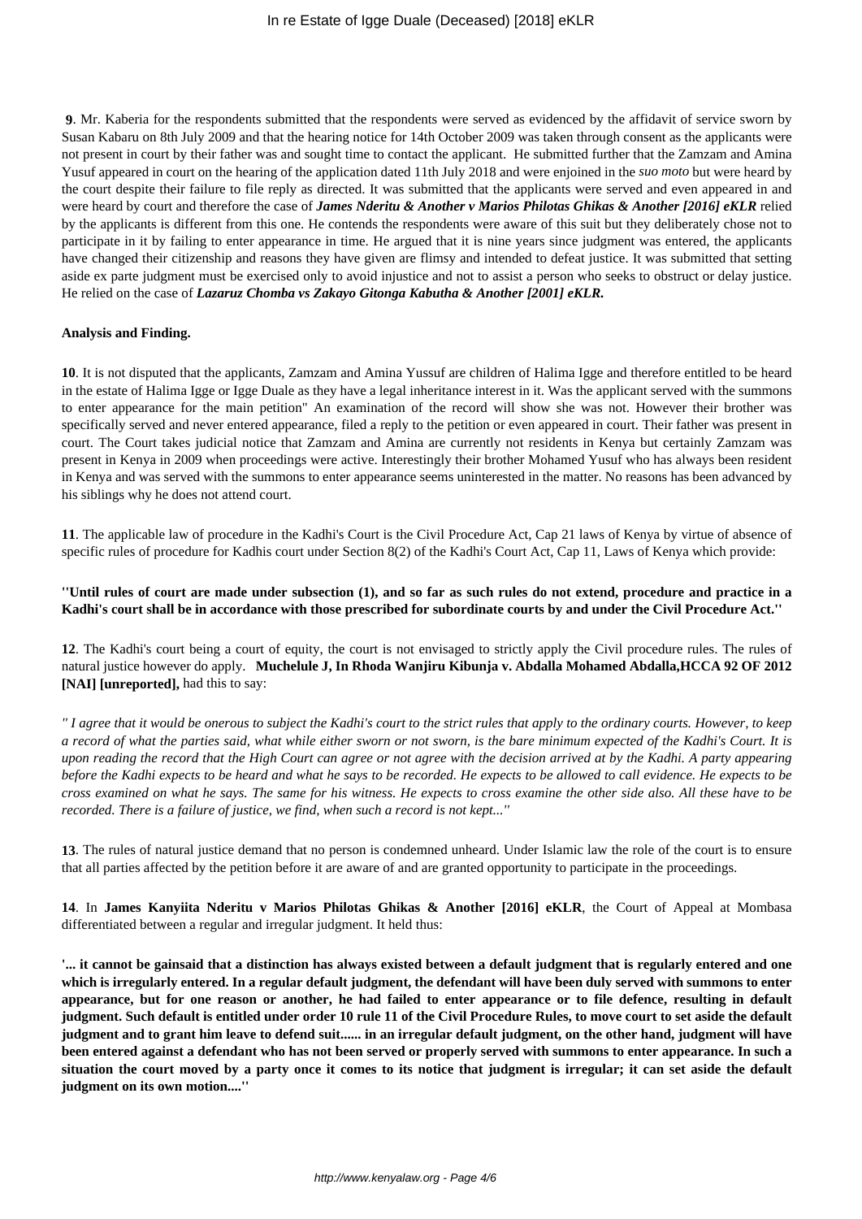**9**. Mr. Kaberia for the respondents submitted that the respondents were served as evidenced by the affidavit of service sworn by Susan Kabaru on 8th July 2009 and that the hearing notice for 14th October 2009 was taken through consent as the applicants were not present in court by their father was and sought time to contact the applicant. He submitted further that the Zamzam and Amina Yusuf appeared in court on the hearing of the application dated 11th July 2018 and were enjoined in the *suo moto* but were heard by the court despite their failure to file reply as directed. It was submitted that the applicants were served and even appeared in and were heard by court and therefore the case of ***James Nderitu & Another v Marios Philotas Ghikas & Another [2016] eKLR*** relied by the applicants is different from this one. He contends the respondents were aware of this suit but they deliberately chose not to participate in it by failing to enter appearance in time. He argued that it is nine years since judgment was entered, the applicants have changed their citizenship and reasons they have given are flimsy and intended to defeat justice. It was submitted that setting aside ex parte judgment must be exercised only to avoid injustice and not to assist a person who seeks to obstruct or delay justice. He relied on the case of ***Lazaruz Chomba vs Zakayo Gitonga Kabutha & Another [2001] eKLR.***

**Analysis and Finding.**

**10**. It is not disputed that the applicants, Zamzam and Amina Yussuf are children of Halima Igge and therefore entitled to be heard in the estate of Halima Igge or Igge Duale as they have a legal inheritance interest in it. Was the applicant served with the summons to enter appearance for the main petition" An examination of the record will show she was not. However their brother was specifically served and never entered appearance, filed a reply to the petition or even appeared in court. Their father was present in court. The Court takes judicial notice that Zamzam and Amina are currently not residents in Kenya but certainly Zamzam was present in Kenya in 2009 when proceedings were active. Interestingly their brother Mohamed Yusuf who has always been resident in Kenya and was served with the summons to enter appearance seems uninterested in the matter. No reasons has been advanced by his siblings why he does not attend court.

**11**. The applicable law of procedure in the Kadhi's Court is the Civil Procedure Act, Cap 21 laws of Kenya by virtue of absence of specific rules of procedure for Kadhis court under Section 8(2) of the Kadhi's Court Act, Cap 11, Laws of Kenya which provide:

**''Until rules of court are made under subsection (1), and so far as such rules do not extend, procedure and practice in a Kadhi's court shall be in accordance with those prescribed for subordinate courts by and under the Civil Procedure Act.''**

**12**. The Kadhi's court being a court of equity, the court is not envisaged to strictly apply the Civil procedure rules. The rules of natural justice however do apply. **Muchelule J, In Rhoda Wanjiru Kibunja v. Abdalla Mohamed Abdalla,HCCA 92 OF 2012 [NAI] [unreported],** had this to say:

*" I agree that it would be onerous to subject the Kadhi's court to the strict rules that apply to the ordinary courts. However, to keep a record of what the parties said, what while either sworn or not sworn, is the bare minimum expected of the Kadhi's Court. It is upon reading the record that the High Court can agree or not agree with the decision arrived at by the Kadhi. A party appearing before the Kadhi expects to be heard and what he says to be recorded. He expects to be allowed to call evidence. He expects to be cross examined on what he says. The same for his witness. He expects to cross examine the other side also. All these have to be recorded. There is a failure of justice, we find, when such a record is not kept..."*

**13**. The rules of natural justice demand that no person is condemned unheard. Under Islamic law the role of the court is to ensure that all parties affected by the petition before it are aware of and are granted opportunity to participate in the proceedings.

**14**. In **James Kanyiita Nderitu v Marios Philotas Ghikas & Another [2016] eKLR**, the Court of Appeal at Mombasa differentiated between a regular and irregular judgment. It held thus:

**'... it cannot be gainsaid that a distinction has always existed between a default judgment that is regularly entered and one which is irregularly entered. In a regular default judgment, the defendant will have been duly served with summons to enter appearance, but for one reason or another, he had failed to enter appearance or to file defence, resulting in default judgment. Such default is entitled under order 10 rule 11 of the Civil Procedure Rules, to move court to set aside the default judgment and to grant him leave to defend suit...... in an irregular default judgment, on the other hand, judgment will have been entered against a defendant who has not been served or properly served with summons to enter appearance. In such a situation the court moved by a party once it comes to its notice that judgment is irregular; it can set aside the default judgment on its own motion....''**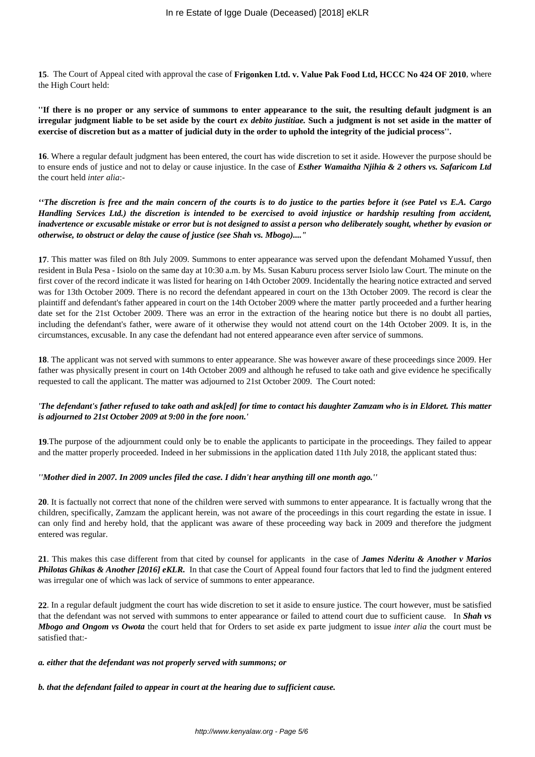**15**. The Court of Appeal cited with approval the case of **Frigonken Ltd. v. Value Pak Food Ltd, HCCC No 424 OF 2010**, where the High Court held:

**''If there is no proper or any service of summons to enter appearance to the suit, the resulting default judgment is an irregular judgment liable to be set aside by the court *ex debito justitiae.* Such a judgment is not set aside in the matter of exercise of discretion but as a matter of judicial duty in the order to uphold the integrity of the judicial process''.**

**16**. Where a regular default judgment has been entered, the court has wide discretion to set it aside. However the purpose should be to ensure ends of justice and not to delay or cause injustice. In the case of ***Esther Wamaitha Njihia & 2 others vs. Safaricom Ltd*** the court held *inter alia*:-

***''The discretion is free and the main concern of the courts is to do justice to the parties before it (see Patel vs E.A. Cargo Handling Services Ltd.) the discretion is intended to be exercised to avoid injustice or hardship resulting from accident, inadvertence or excusable mistake or error but is not designed to assist a person who deliberately sought, whether by evasion or otherwise, to obstruct or delay the cause of justice (see Shah vs. Mbogo)...."***

**17**. This matter was filed on 8th July 2009. Summons to enter appearance was served upon the defendant Mohamed Yussuf, then resident in Bula Pesa - Isiolo on the same day at 10:30 a.m. by Ms. Susan Kaburu process server Isiolo law Court. The minute on the first cover of the record indicate it was listed for hearing on 14th October 2009. Incidentally the hearing notice extracted and served was for 13th October 2009. There is no record the defendant appeared in court on the 13th October 2009. The record is clear the plaintiff and defendant's father appeared in court on the 14th October 2009 where the matter partly proceeded and a further hearing date set for the 21st October 2009. There was an error in the extraction of the hearing notice but there is no doubt all parties, including the defendant's father, were aware of it otherwise they would not attend court on the 14th October 2009. It is, in the circumstances, excusable. In any case the defendant had not entered appearance even after service of summons.

**18**. The applicant was not served with summons to enter appearance. She was however aware of these proceedings since 2009. Her father was physically present in court on 14th October 2009 and although he refused to take oath and give evidence he specifically requested to call the applicant. The matter was adjourned to 21st October 2009. The Court noted:

***'The defendant's father refused to take oath and ask[ed] for time to contact his daughter Zamzam who is in Eldoret. This matter is adjourned to 21st October 2009 at 9:00 in the fore noon.'***

**19**.The purpose of the adjournment could only be to enable the applicants to participate in the proceedings. They failed to appear and the matter properly proceeded. Indeed in her submissions in the application dated 11th July 2018, the applicant stated thus:

***''Mother died in 2007. In 2009 uncles filed the case. I didn't hear anything till one month ago.''***

**20**. It is factually not correct that none of the children were served with summons to enter appearance. It is factually wrong that the children, specifically, Zamzam the applicant herein, was not aware of the proceedings in this court regarding the estate in issue. I can only find and hereby hold, that the applicant was aware of these proceeding way back in 2009 and therefore the judgment entered was regular.

**21**. This makes this case different from that cited by counsel for applicants in the case of ***James Nderitu & Another v Marios Philotas Ghikas & Another [2016] eKLR.*** In that case the Court of Appeal found four factors that led to find the judgment entered was irregular one of which was lack of service of summons to enter appearance.

**22**. In a regular default judgment the court has wide discretion to set it aside to ensure justice. The court however, must be satisfied that the defendant was not served with summons to enter appearance or failed to attend court due to sufficient cause. In ***Shah vs Mbogo and Ongom vs Owota*** the court held that for Orders to set aside ex parte judgment to issue *inter alia* the court must be satisfied that:-

***a. either that the defendant was not properly served with summons; or***

***b. that the defendant failed to appear in court at the hearing due to sufficient cause.***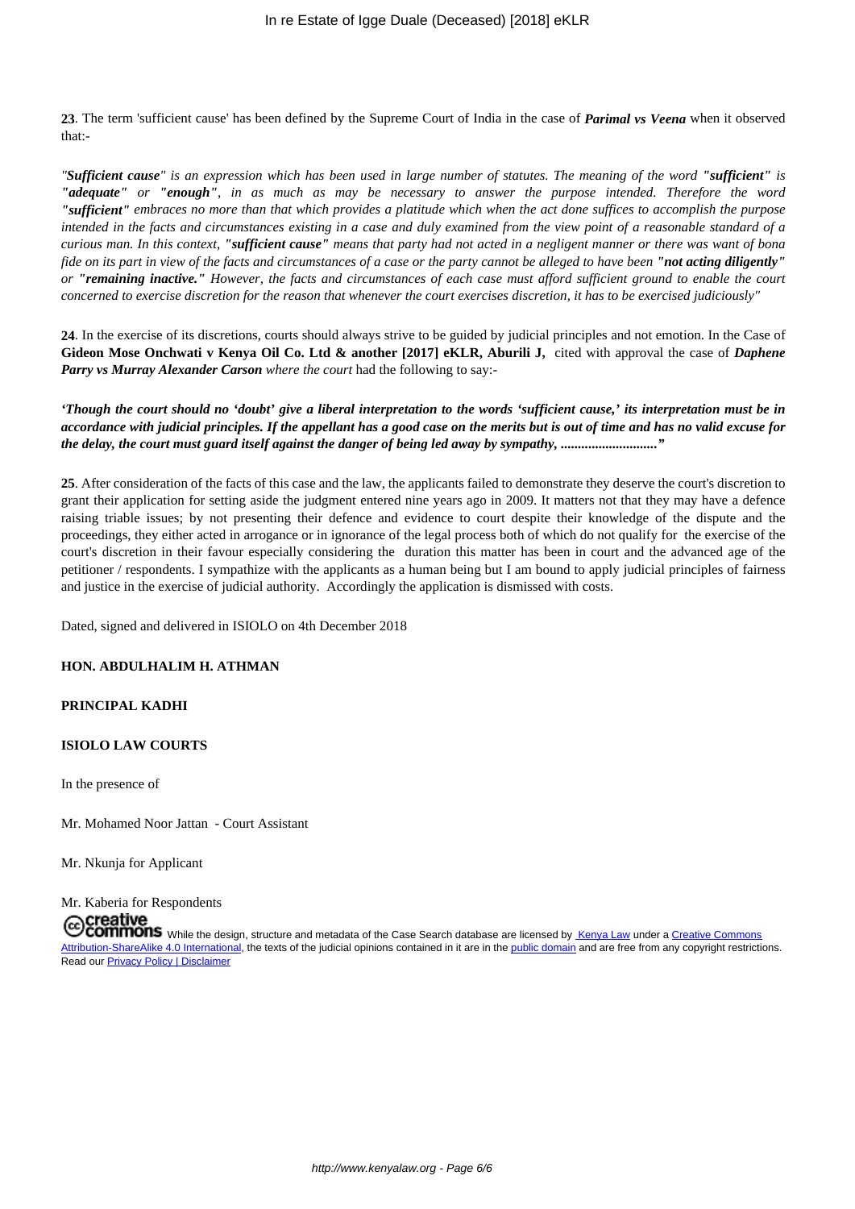**23**. The term 'sufficient cause' has been defined by the Supreme Court of India in the case of ***Parimal vs Veena*** when it observed that:-

*"**Sufficient cause**" is an expression which has been used in large number of statutes. The meaning of the word **"sufficient"** is **"adequate"** or **"enough"**, in as much as may be necessary to answer the purpose intended. Therefore the word **"sufficient"** embraces no more than that which provides a platitude which when the act done suffices to accomplish the purpose intended in the facts and circumstances existing in a case and duly examined from the view point of a reasonable standard of a curious man. In this context, **"sufficient cause"** means that party had not acted in a negligent manner or there was want of bona fide on its part in view of the facts and circumstances of a case or the party cannot be alleged to have been **"not acting diligently"** or **"remaining inactive."** However, the facts and circumstances of each case must afford sufficient ground to enable the court concerned to exercise discretion for the reason that whenever the court exercises discretion, it has to be exercised judiciously"*

**24**. In the exercise of its discretions, courts should always strive to be guided by judicial principles and not emotion. In the Case of **Gideon Mose Onchwati v Kenya Oil Co. Ltd & another [2017] eKLR, Aburili J,** cited with approval the case of ***Daphene Parry vs Murray Alexander Carson*** *where the court* had the following to say:-

***'Though the court should no 'doubt' give a liberal interpretation to the words 'sufficient cause,' its interpretation must be in accordance with judicial principles. If the appellant has a good case on the merits but is out of time and has no valid excuse for the delay, the court must guard itself against the danger of being led away by sympathy, ..........................."***

**25**. After consideration of the facts of this case and the law, the applicants failed to demonstrate they deserve the court's discretion to grant their application for setting aside the judgment entered nine years ago in 2009. It matters not that they may have a defence raising triable issues; by not presenting their defence and evidence to court despite their knowledge of the dispute and the proceedings, they either acted in arrogance or in ignorance of the legal process both of which do not qualify for the exercise of the court's discretion in their favour especially considering the duration this matter has been in court and the advanced age of the petitioner / respondents. I sympathize with the applicants as a human being but I am bound to apply judicial principles of fairness and justice in the exercise of judicial authority. Accordingly the application is dismissed with costs.

Dated, signed and delivered in ISIOLO on 4th December 2018

**HON. ABDULHALIM H. ATHMAN**

**PRINCIPAL KADHI**

**ISIOLO LAW COURTS**

In the presence of

Mr. Mohamed Noor Jattan - Court Assistant

Mr. Nkunja for Applicant

Mr. Kaberia for Respondents

While the design, structure and metadata of the Case Search database are licensed by Kenya Law under a Creative Commons Attribution-ShareAlike 4.0 International, the texts of the judicial opinions contained in it are in the public domain and are free from any copyright restrictions. Read our Privacy Policy | Disclaimer